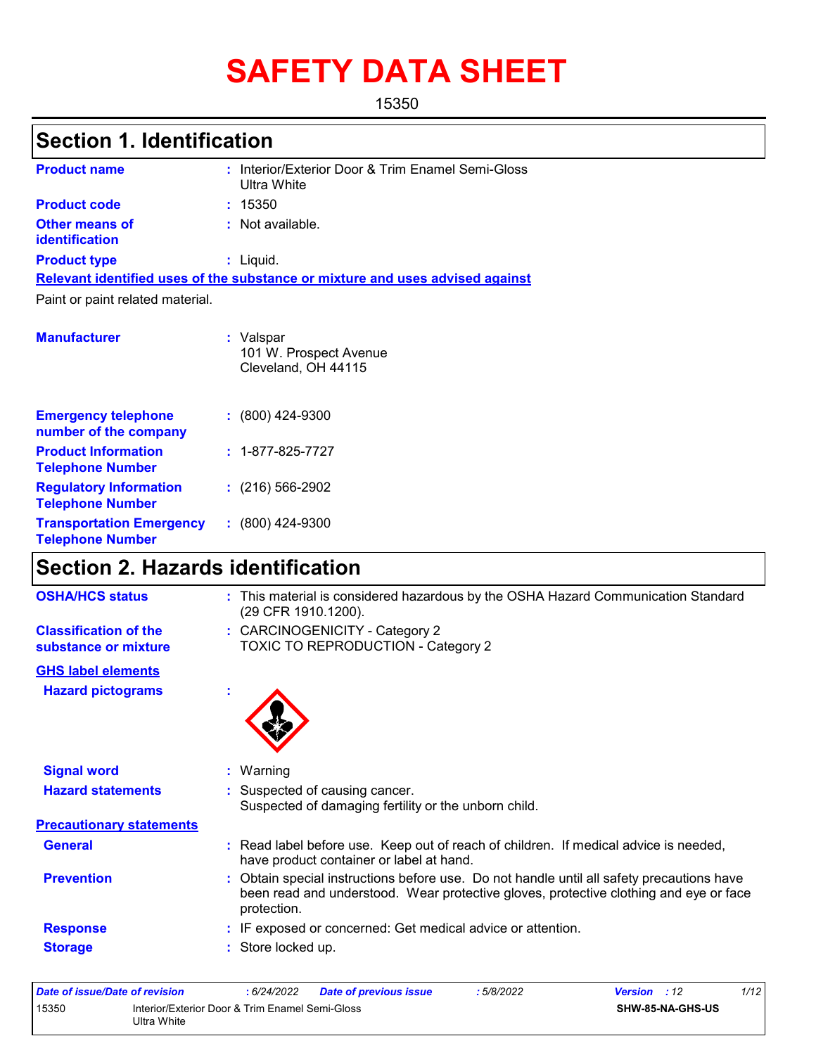# SAFETY DATA SHEET

15350

## Section 1. Identification

| | | |
|---|---|---|
| **Product name** | : | Interior/Exterior Door & Trim Enamel Semi-Gloss Ultra White |
| **Product code** | : | 15350 |
| **Other means of identification** | : | Not available. |
| **Product type** | : | Liquid. |

**Relevant identified uses of the substance or mixture and uses advised against**

Paint or paint related material.

| | | |
|---|---|---|
| **Manufacturer** | : | Valspar<br>101 W. Prospect Avenue<br>Cleveland, OH 44115 |
| **Emergency telephone number of the company** | : | (800) 424-9300 |
| **Product Information Telephone Number** | : | 1-877-825-7727 |
| **Regulatory Information Telephone Number** | : | (216) 566-2902 |
| **Transportation Emergency Telephone Number** | : | (800) 424-9300 |

## Section 2. Hazards identification

| | | |
|---|---|---|
| **OSHA/HCS status** | : | This material is considered hazardous by the OSHA Hazard Communication Standard (29 CFR 1910.1200). |
| **Classification of the substance or mixture** | : | CARCINOGENICITY - Category 2<br>TOXIC TO REPRODUCTION - Category 2 |

**GHS label elements**

| | | |
|---|---|---|
| **Hazard pictograms** | : | |
| **Signal word** | : | Warning |
| **Hazard statements** | : | Suspected of causing cancer.<br>Suspected of damaging fertility or the unborn child. |

**Precautionary statements**

| | | |
|---|---|---|
| **General** | : | Read label before use. Keep out of reach of children. If medical advice is needed, have product container or label at hand. |
| **Prevention** | : | Obtain special instructions before use. Do not handle until all safety precautions have been read and understood. Wear protective gloves, protective clothing and eye or face protection. |
| **Response** | : | IF exposed or concerned: Get medical advice or attention. |
| **Storage** | : | Store locked up. |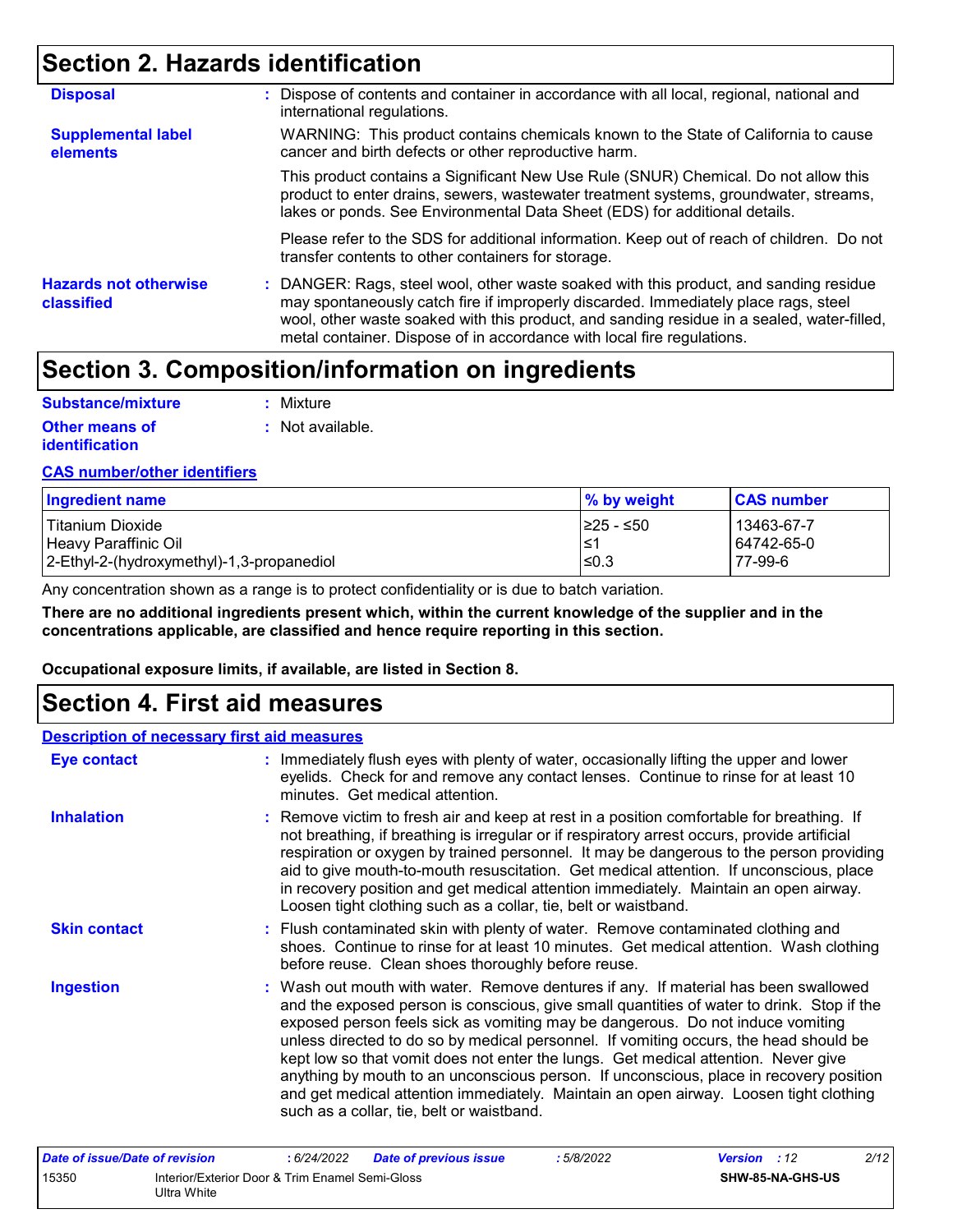## Section 2. Hazards identification

**Disposal** : Dispose of contents and container in accordance with all local, regional, national and international regulations.

**Supplemental label elements** WARNING: This product contains chemicals known to the State of California to cause cancer and birth defects or other reproductive harm.

This product contains a Significant New Use Rule (SNUR) Chemical. Do not allow this product to enter drains, sewers, wastewater treatment systems, groundwater, streams, lakes or ponds. See Environmental Data Sheet (EDS) for additional details.

Please refer to the SDS for additional information. Keep out of reach of children. Do not transfer contents to other containers for storage.

**Hazards not otherwise classified** : DANGER: Rags, steel wool, other waste soaked with this product, and sanding residue may spontaneously catch fire if improperly discarded. Immediately place rags, steel wool, other waste soaked with this product, and sanding residue in a sealed, water-filled, metal container. Dispose of in accordance with local fire regulations.

## Section 3. Composition/information on ingredients

**Substance/mixture** : Mixture

**Other means of identification** : Not available.

**CAS number/other identifiers**

| Ingredient name | % by weight | CAS number |
|---|---|---|
| Titanium Dioxide | ≥25 - ≤50 | 13463-67-7 |
| Heavy Paraffinic Oil | ≤1 | 64742-65-0 |
| 2-Ethyl-2-(hydroxymethyl)-1,3-propanediol | ≤0.3 | 77-99-6 |

Any concentration shown as a range is to protect confidentiality or is due to batch variation.

**There are no additional ingredients present which, within the current knowledge of the supplier and in the concentrations applicable, are classified and hence require reporting in this section.**

**Occupational exposure limits, if available, are listed in Section 8.**

## Section 4. First aid measures

**Description of necessary first aid measures**

**Eye contact** : Immediately flush eyes with plenty of water, occasionally lifting the upper and lower eyelids. Check for and remove any contact lenses. Continue to rinse for at least 10 minutes. Get medical attention.

**Inhalation** : Remove victim to fresh air and keep at rest in a position comfortable for breathing. If not breathing, if breathing is irregular or if respiratory arrest occurs, provide artificial respiration or oxygen by trained personnel. It may be dangerous to the person providing aid to give mouth-to-mouth resuscitation. Get medical attention. If unconscious, place in recovery position and get medical attention immediately. Maintain an open airway. Loosen tight clothing such as a collar, tie, belt or waistband.

**Skin contact** : Flush contaminated skin with plenty of water. Remove contaminated clothing and shoes. Continue to rinse for at least 10 minutes. Get medical attention. Wash clothing before reuse. Clean shoes thoroughly before reuse.

**Ingestion** : Wash out mouth with water. Remove dentures if any. If material has been swallowed and the exposed person is conscious, give small quantities of water to drink. Stop if the exposed person feels sick as vomiting may be dangerous. Do not induce vomiting unless directed to do so by medical personnel. If vomiting occurs, the head should be kept low so that vomit does not enter the lungs. Get medical attention. Never give anything by mouth to an unconscious person. If unconscious, place in recovery position and get medical attention immediately. Maintain an open airway. Loosen tight clothing such as a collar, tie, belt or waistband.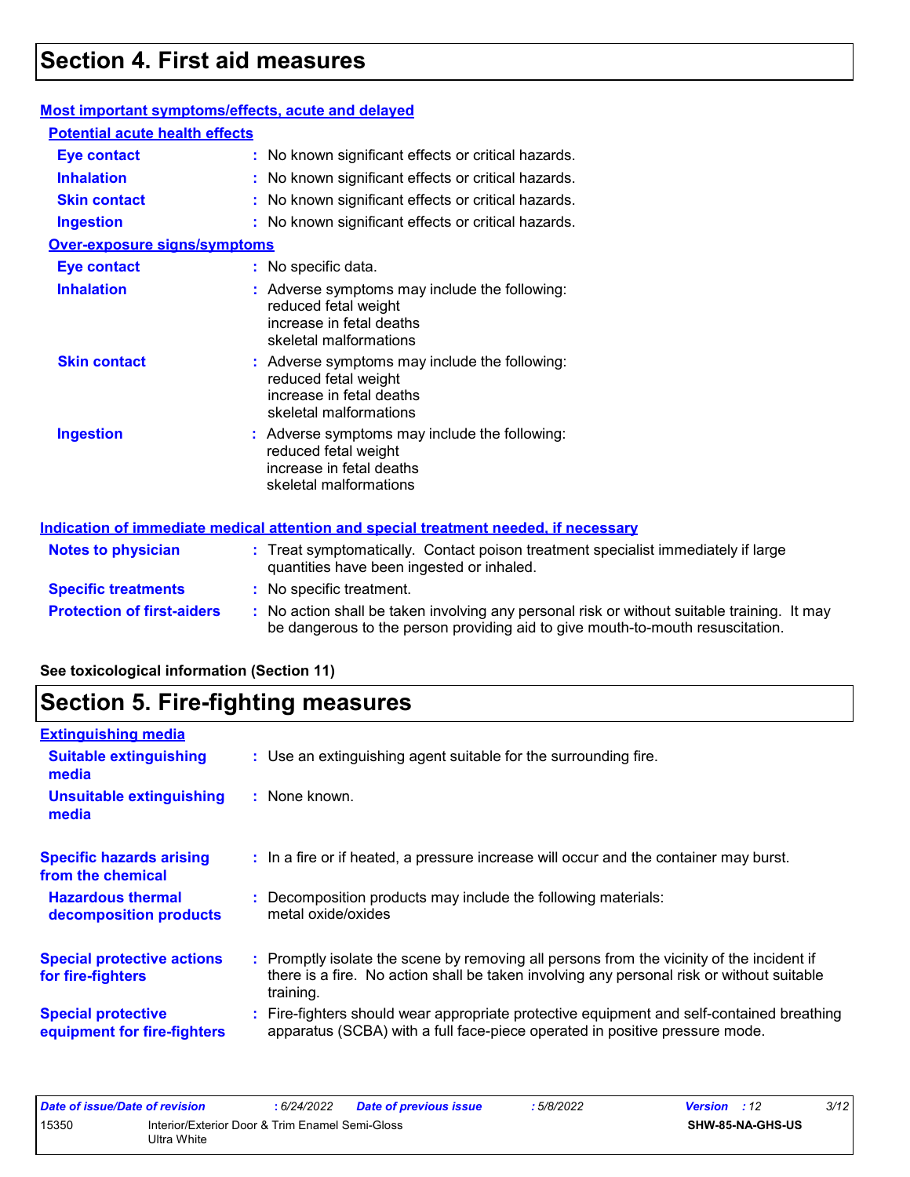# Section 4. First aid measures

### Most important symptoms/effects, acute and delayed

**Potential acute health effects**

| | |
|---|---|
| **Eye contact** | : No known significant effects or critical hazards. |
| **Inhalation** | : No known significant effects or critical hazards. |
| **Skin contact** | : No known significant effects or critical hazards. |
| **Ingestion** | : No known significant effects or critical hazards. |

**Over-exposure signs/symptoms**

| | |
|---|---|
| **Eye contact** | : No specific data. |
| **Inhalation** | : Adverse symptoms may include the following: reduced fetal weight, increase in fetal deaths, skeletal malformations |
| **Skin contact** | : Adverse symptoms may include the following: reduced fetal weight, increase in fetal deaths, skeletal malformations |
| **Ingestion** | : Adverse symptoms may include the following: reduced fetal weight, increase in fetal deaths, skeletal malformations |

### Indication of immediate medical attention and special treatment needed, if necessary

| | |
|---|---|
| **Notes to physician** | : Treat symptomatically. Contact poison treatment specialist immediately if large quantities have been ingested or inhaled. |
| **Specific treatments** | : No specific treatment. |
| **Protection of first-aiders** | : No action shall be taken involving any personal risk or without suitable training. It may be dangerous to the person providing aid to give mouth-to-mouth resuscitation. |

**See toxicological information (Section 11)**

# Section 5. Fire-fighting measures

### Extinguishing media

| | |
|---|---|
| **Suitable extinguishing media** | : Use an extinguishing agent suitable for the surrounding fire. |
| **Unsuitable extinguishing media** | : None known. |

| | |
|---|---|
| **Specific hazards arising from the chemical** | : In a fire or if heated, a pressure increase will occur and the container may burst. |
| **Hazardous thermal decomposition products** | : Decomposition products may include the following materials: metal oxide/oxides |
| **Special protective actions for fire-fighters** | : Promptly isolate the scene by removing all persons from the vicinity of the incident if there is a fire. No action shall be taken involving any personal risk or without suitable training. |
| **Special protective equipment for fire-fighters** | : Fire-fighters should wear appropriate protective equipment and self-contained breathing apparatus (SCBA) with a full face-piece operated in positive pressure mode. |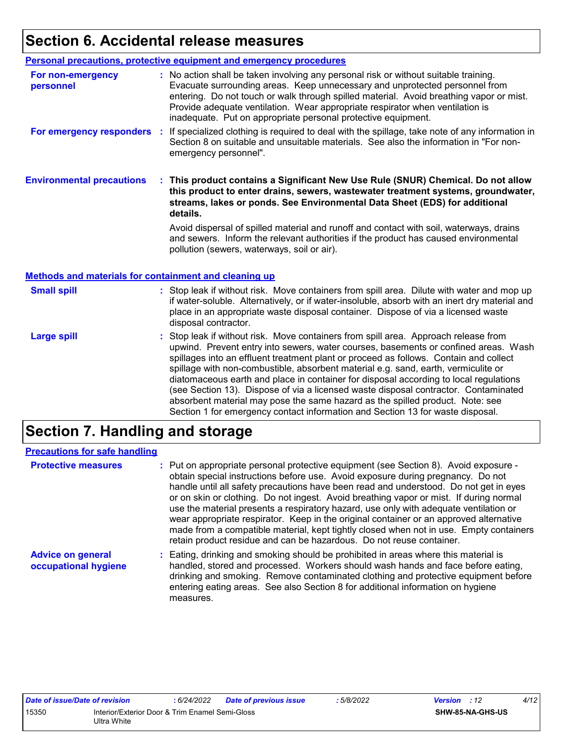# Section 6. Accidental release measures

## Personal precautions, protective equipment and emergency procedures

**For non-emergency personnel** : No action shall be taken involving any personal risk or without suitable training. Evacuate surrounding areas. Keep unnecessary and unprotected personnel from entering. Do not touch or walk through spilled material. Avoid breathing vapor or mist. Provide adequate ventilation. Wear appropriate respirator when ventilation is inadequate. Put on appropriate personal protective equipment.

**For emergency responders** : If specialized clothing is required to deal with the spillage, take note of any information in Section 8 on suitable and unsuitable materials. See also the information in "For non-emergency personnel".

**Environmental precautions** : **This product contains a Significant New Use Rule (SNUR) Chemical. Do not allow this product to enter drains, sewers, wastewater treatment systems, groundwater, streams, lakes or ponds. See Environmental Data Sheet (EDS) for additional details.**

Avoid dispersal of spilled material and runoff and contact with soil, waterways, drains and sewers. Inform the relevant authorities if the product has caused environmental pollution (sewers, waterways, soil or air).

## Methods and materials for containment and cleaning up

**Small spill** : Stop leak if without risk. Move containers from spill area. Dilute with water and mop up if water-soluble. Alternatively, or if water-insoluble, absorb with an inert dry material and place in an appropriate waste disposal container. Dispose of via a licensed waste disposal contractor.

**Large spill** : Stop leak if without risk. Move containers from spill area. Approach release from upwind. Prevent entry into sewers, water courses, basements or confined areas. Wash spillages into an effluent treatment plant or proceed as follows. Contain and collect spillage with non-combustible, absorbent material e.g. sand, earth, vermiculite or diatomaceous earth and place in container for disposal according to local regulations (see Section 13). Dispose of via a licensed waste disposal contractor. Contaminated absorbent material may pose the same hazard as the spilled product. Note: see Section 1 for emergency contact information and Section 13 for waste disposal.

# Section 7. Handling and storage

## Precautions for safe handling

**Protective measures** : Put on appropriate personal protective equipment (see Section 8). Avoid exposure - obtain special instructions before use. Avoid exposure during pregnancy. Do not handle until all safety precautions have been read and understood. Do not get in eyes or on skin or clothing. Do not ingest. Avoid breathing vapor or mist. If during normal use the material presents a respiratory hazard, use only with adequate ventilation or wear appropriate respirator. Keep in the original container or an approved alternative made from a compatible material, kept tightly closed when not in use. Empty containers retain product residue and can be hazardous. Do not reuse container.

**Advice on general occupational hygiene** : Eating, drinking and smoking should be prohibited in areas where this material is handled, stored and processed. Workers should wash hands and face before eating, drinking and smoking. Remove contaminated clothing and protective equipment before entering eating areas. See also Section 8 for additional information on hygiene measures.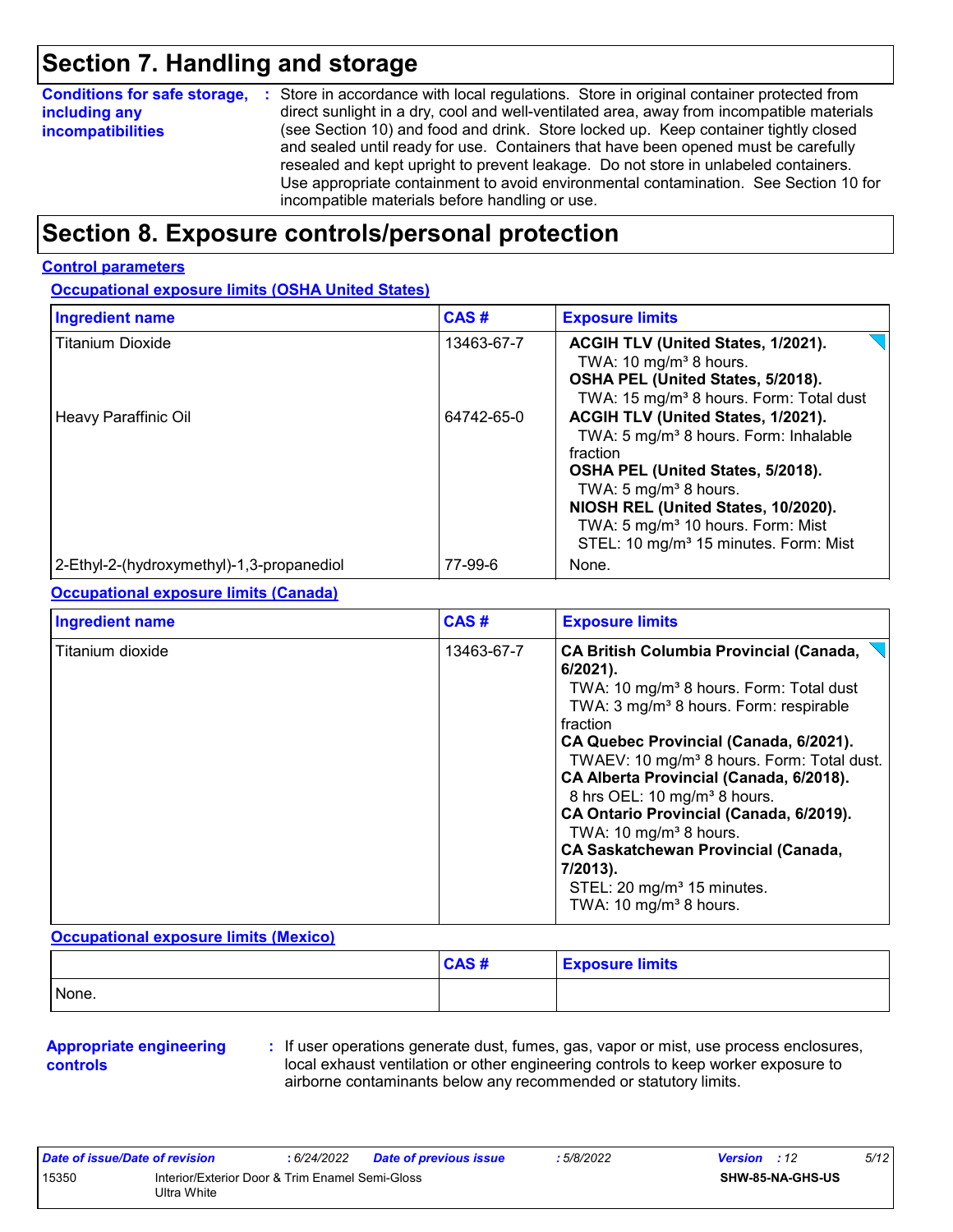# Section 7. Handling and storage

**Conditions for safe storage, including any incompatibilities** : Store in accordance with local regulations. Store in original container protected from direct sunlight in a dry, cool and well-ventilated area, away from incompatible materials (see Section 10) and food and drink. Store locked up. Keep container tightly closed and sealed until ready for use. Containers that have been opened must be carefully resealed and kept upright to prevent leakage. Do not store in unlabeled containers. Use appropriate containment to avoid environmental contamination. See Section 10 for incompatible materials before handling or use.

# Section 8. Exposure controls/personal protection

## Control parameters

### Occupational exposure limits (OSHA United States)

| Ingredient name | CAS # | Exposure limits |
|---|---|---|
| Titanium Dioxide | 13463-67-7 | **ACGIH TLV (United States, 1/2021).**<br>TWA: 10 mg/m³ 8 hours.<br>**OSHA PEL (United States, 5/2018).**<br>TWA: 15 mg/m³ 8 hours. Form: Total dust |
| Heavy Paraffinic Oil | 64742-65-0 | **ACGIH TLV (United States, 1/2021).**<br>TWA: 5 mg/m³ 8 hours. Form: Inhalable fraction<br>**OSHA PEL (United States, 5/2018).**<br>TWA: 5 mg/m³ 8 hours.<br>**NIOSH REL (United States, 10/2020).**<br>TWA: 5 mg/m³ 10 hours. Form: Mist<br>STEL: 10 mg/m³ 15 minutes. Form: Mist |
| 2-Ethyl-2-(hydroxymethyl)-1,3-propanediol | 77-99-6 | None. |

### Occupational exposure limits (Canada)

| Ingredient name | CAS # | Exposure limits |
|---|---|---|
| Titanium dioxide | 13463-67-7 | **CA British Columbia Provincial (Canada, 6/2021).**<br>TWA: 10 mg/m³ 8 hours. Form: Total dust<br>TWA: 3 mg/m³ 8 hours. Form: respirable fraction<br>**CA Quebec Provincial (Canada, 6/2021).**<br>TWAEV: 10 mg/m³ 8 hours. Form: Total dust.<br>**CA Alberta Provincial (Canada, 6/2018).**<br>8 hrs OEL: 10 mg/m³ 8 hours.<br>**CA Ontario Provincial (Canada, 6/2019).**<br>TWA: 10 mg/m³ 8 hours.<br>**CA Saskatchewan Provincial (Canada, 7/2013).**<br>STEL: 20 mg/m³ 15 minutes.<br>TWA: 10 mg/m³ 8 hours. |

### Occupational exposure limits (Mexico)

| | CAS # | Exposure limits |
|---|---|---|
| None. | | |

**Appropriate engineering controls** : If user operations generate dust, fumes, gas, vapor or mist, use process enclosures, local exhaust ventilation or other engineering controls to keep worker exposure to airborne contaminants below any recommended or statutory limits.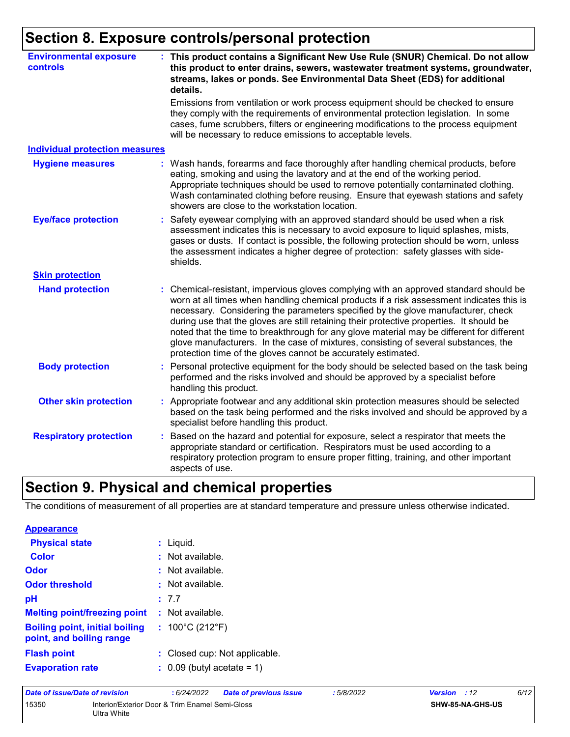## Section 8. Exposure controls/personal protection

**Environmental exposure controls** : **This product contains a Significant New Use Rule (SNUR) Chemical. Do not allow this product to enter drains, sewers, wastewater treatment systems, groundwater, streams, lakes or ponds. See Environmental Data Sheet (EDS) for additional details.**

Emissions from ventilation or work process equipment should be checked to ensure they comply with the requirements of environmental protection legislation. In some cases, fume scrubbers, filters or engineering modifications to the process equipment will be necessary to reduce emissions to acceptable levels.

### Individual protection measures

**Hygiene measures** : Wash hands, forearms and face thoroughly after handling chemical products, before eating, smoking and using the lavatory and at the end of the working period. Appropriate techniques should be used to remove potentially contaminated clothing. Wash contaminated clothing before reusing. Ensure that eyewash stations and safety showers are close to the workstation location.

**Eye/face protection** : Safety eyewear complying with an approved standard should be used when a risk assessment indicates this is necessary to avoid exposure to liquid splashes, mists, gases or dusts. If contact is possible, the following protection should be worn, unless the assessment indicates a higher degree of protection: safety glasses with side-shields.

#### Skin protection

**Hand protection** : Chemical-resistant, impervious gloves complying with an approved standard should be worn at all times when handling chemical products if a risk assessment indicates this is necessary. Considering the parameters specified by the glove manufacturer, check during use that the gloves are still retaining their protective properties. It should be noted that the time to breakthrough for any glove material may be different for different glove manufacturers. In the case of mixtures, consisting of several substances, the protection time of the gloves cannot be accurately estimated.

**Body protection** : Personal protective equipment for the body should be selected based on the task being performed and the risks involved and should be approved by a specialist before handling this product.

**Other skin protection** : Appropriate footwear and any additional skin protection measures should be selected based on the task being performed and the risks involved and should be approved by a specialist before handling this product.

**Respiratory protection** : Based on the hazard and potential for exposure, select a respirator that meets the appropriate standard or certification. Respirators must be used according to a respiratory protection program to ensure proper fitting, training, and other important aspects of use.

## Section 9. Physical and chemical properties

The conditions of measurement of all properties are at standard temperature and pressure unless otherwise indicated.

### Appearance

**Physical state** : Liquid.

**Color** : Not available.

**Odor** : Not available.

**Odor threshold** : Not available.

**pH** : 7.7

**Melting point/freezing point** : Not available.

**Boiling point, initial boiling point, and boiling range** : 100°C (212°F)

**Flash point** : Closed cup: Not applicable.

**Evaporation rate** : 0.09 (butyl acetate = 1)

| Date of issue/Date of revision | : 6/24/2022 | Date of previous issue | : 5/8/2022 | Version : 12 |
|---|---|---|---|---|
| 15350 | Interior/Exterior Door & Trim Enamel Semi-Gloss Ultra White | | | SHW-85-NA-GHS-US |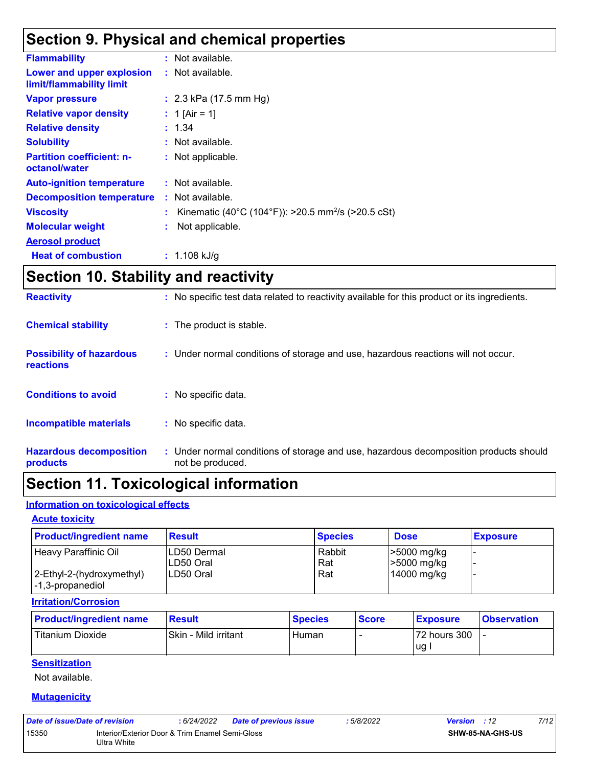## Section 9. Physical and chemical properties

| | |
|---|---|
| **Flammability** | : Not available. |
| **Lower and upper explosion limit/flammability limit** | : Not available. |
| **Vapor pressure** | : 2.3 kPa (17.5 mm Hg) |
| **Relative vapor density** | : 1 [Air = 1] |
| **Relative density** | : 1.34 |
| **Solubility** | : Not available. |
| **Partition coefficient: n-octanol/water** | : Not applicable. |
| **Auto-ignition temperature** | : Not available. |
| **Decomposition temperature** | : Not available. |
| **Viscosity** | : Kinematic (40°C (104°F)): >20.5 $mm^2/s$ (>20.5 cSt) |
| **Molecular weight** | : Not applicable. |

**Aerosol product**

| | |
|---|---|
| **Heat of combustion** | : 1.108 kJ/g |

## Section 10. Stability and reactivity

| | |
|---|---|
| **Reactivity** | : No specific test data related to reactivity available for this product or its ingredients. |
| **Chemical stability** | : The product is stable. |
| **Possibility of hazardous reactions** | : Under normal conditions of storage and use, hazardous reactions will not occur. |
| **Conditions to avoid** | : No specific data. |
| **Incompatible materials** | : No specific data. |
| **Hazardous decomposition products** | : Under normal conditions of storage and use, hazardous decomposition products should not be produced. |

## Section 11. Toxicological information

### Information on toxicological effects

#### Acute toxicity

| Product/ingredient name | Result | Species | Dose | Exposure |
|---|---|---|---|---|
| Heavy Paraffinic Oil | LD50 Dermal | Rabbit | >5000 mg/kg | - |
| | LD50 Oral | Rat | >5000 mg/kg | - |
| 2-Ethyl-2-(hydroxymethyl) -1,3-propanediol | LD50 Oral | Rat | 14000 mg/kg | - |

#### Irritation/Corrosion

| Product/ingredient name | Result | Species | Score | Exposure | Observation |
|---|---|---|---|---|---|
| Titanium Dioxide | Skin - Mild irritant | Human | - | 72 hours 300 ug I | - |

#### Sensitization

Not available.

#### Mutagenicity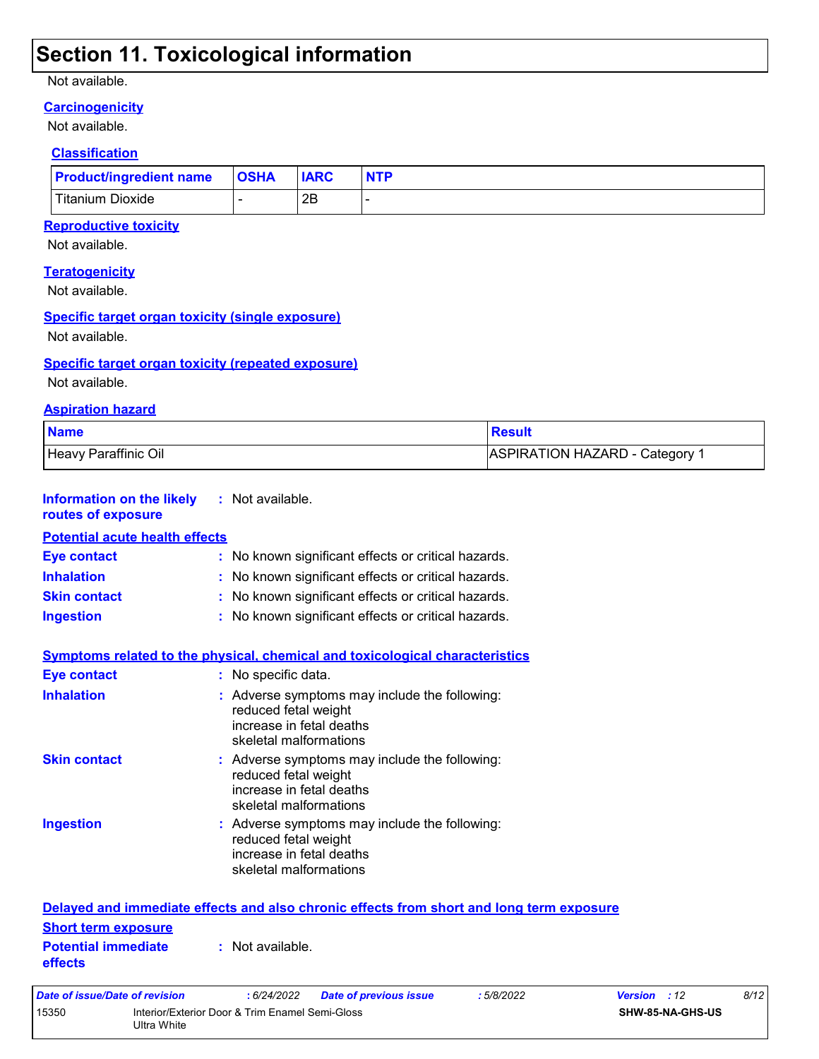# Section 11. Toxicological information

Not available.

### Carcinogenicity

Not available.

#### Classification

| Product/ingredient name | OSHA | IARC | NTP |
|---|---|---|---|
| Titanium Dioxide | - | 2B | - |

### Reproductive toxicity

Not available.

### Teratogenicity

Not available.

### Specific target organ toxicity (single exposure)

Not available.

### Specific target organ toxicity (repeated exposure)

Not available.

### Aspiration hazard

| Name | Result |
|---|---|
| Heavy Paraffinic Oil | ASPIRATION HAZARD - Category 1 |

**Information on the likely routes of exposure** : Not available.

### Potential acute health effects

**Eye contact** : No known significant effects or critical hazards.

**Inhalation** : No known significant effects or critical hazards.

**Skin contact** : No known significant effects or critical hazards.

**Ingestion** : No known significant effects or critical hazards.

### Symptoms related to the physical, chemical and toxicological characteristics

**Eye contact** : No specific data.

**Inhalation** : Adverse symptoms may include the following:
reduced fetal weight
increase in fetal deaths
skeletal malformations

**Skin contact** : Adverse symptoms may include the following:
reduced fetal weight
increase in fetal deaths
skeletal malformations

**Ingestion** : Adverse symptoms may include the following:
reduced fetal weight
increase in fetal deaths
skeletal malformations

### Delayed and immediate effects and also chronic effects from short and long term exposure

#### Short term exposure

**Potential immediate effects** : Not available.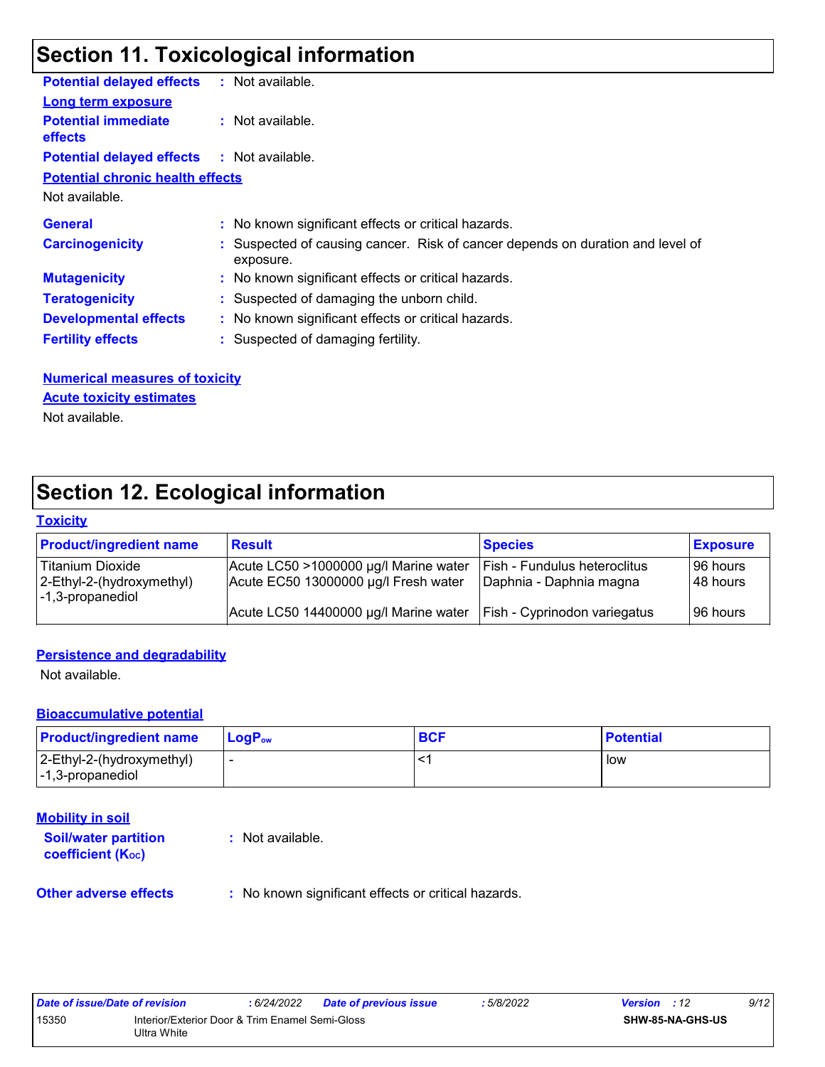## Section 11. Toxicological information

**Potential delayed effects** : Not available.

**Long term exposure**

**Potential immediate effects** : Not available.

**Potential delayed effects** : Not available.

**Potential chronic health effects**

Not available.

**General** : No known significant effects or critical hazards.

**Carcinogenicity** : Suspected of causing cancer. Risk of cancer depends on duration and level of exposure.

**Mutagenicity** : No known significant effects or critical hazards.

**Teratogenicity** : Suspected of damaging the unborn child.

**Developmental effects** : No known significant effects or critical hazards.

**Fertility effects** : Suspected of damaging fertility.

**Numerical measures of toxicity**

**Acute toxicity estimates**

Not available.

## Section 12. Ecological information

**Toxicity**

| Product/ingredient name | Result | Species | Exposure |
|---|---|---|---|
| Titanium Dioxide | Acute LC50 >1000000 µg/l Marine water | Fish - Fundulus heteroclitus | 96 hours |
| 2-Ethyl-2-(hydroxymethyl) -1,3-propanediol | Acute EC50 13000000 µg/l Fresh water | Daphnia - Daphnia magna | 48 hours |
| | Acute LC50 14400000 µg/l Marine water | Fish - Cyprinodon variegatus | 96 hours |

**Persistence and degradability**

Not available.

**Bioaccumulative potential**

| Product/ingredient name | $LogP_{ow}$ | BCF | Potential |
|---|---|---|---|
| 2-Ethyl-2-(hydroxymethyl) -1,3-propanediol | - | <1 | low |

**Mobility in soil**

**Soil/water partition coefficient ($K_{OC}$)** : Not available.

**Other adverse effects** : No known significant effects or critical hazards.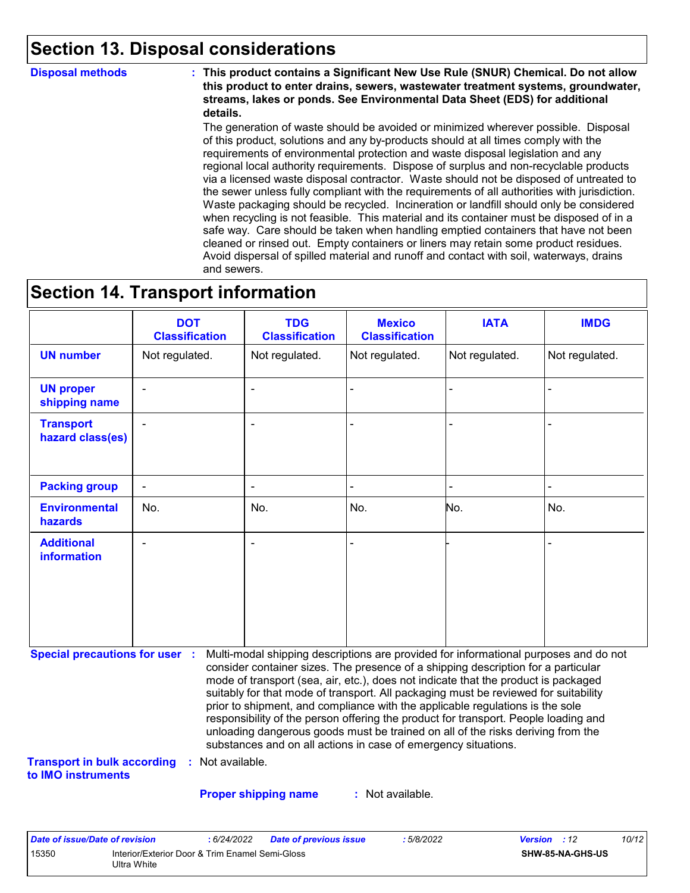## Section 13. Disposal considerations

**Disposal methods** : **This product contains a Significant New Use Rule (SNUR) Chemical. Do not allow this product to enter drains, sewers, wastewater treatment systems, groundwater, streams, lakes or ponds. See Environmental Data Sheet (EDS) for additional details.**

The generation of waste should be avoided or minimized wherever possible. Disposal of this product, solutions and any by-products should at all times comply with the requirements of environmental protection and waste disposal legislation and any regional local authority requirements. Dispose of surplus and non-recyclable products via a licensed waste disposal contractor. Waste should not be disposed of untreated to the sewer unless fully compliant with the requirements of all authorities with jurisdiction. Waste packaging should be recycled. Incineration or landfill should only be considered when recycling is not feasible. This material and its container must be disposed of in a safe way. Care should be taken when handling emptied containers that have not been cleaned or rinsed out. Empty containers or liners may retain some product residues. Avoid dispersal of spilled material and runoff and contact with soil, waterways, drains and sewers.

## Section 14. Transport information

| | DOT Classification | TDG Classification | Mexico Classification | IATA | IMDG |
|---|---|---|---|---|---|
| **UN number** | Not regulated. | Not regulated. | Not regulated. | Not regulated. | Not regulated. |
| **UN proper shipping name** | - | - | - | - | - |
| **Transport hazard class(es)** | - | - | - | - | - |
| **Packing group** | - | - | - | - | - |
| **Environmental hazards** | No. | No. | No. | No. | No. |
| **Additional information** | - | - | - | - | - |

**Special precautions for user** : Multi-modal shipping descriptions are provided for informational purposes and do not consider container sizes. The presence of a shipping description for a particular mode of transport (sea, air, etc.), does not indicate that the product is packaged suitably for that mode of transport. All packaging must be reviewed for suitability prior to shipment, and compliance with the applicable regulations is the sole responsibility of the person offering the product for transport. People loading and unloading dangerous goods must be trained on all of the risks deriving from the substances and on all actions in case of emergency situations.

**Transport in bulk according to IMO instruments** : Not available.

**Proper shipping name** : Not available.

| *Date of issue/Date of revision* | *: 6/24/2022* | *Date of previous issue* | *: 5/8/2022* | *Version : 12* |
|---|---|---|---|---|
| 15350 | Interior/Exterior Door & Trim Enamel Semi-Gloss Ultra White | | | **SHW-85-NA-GHS-US** |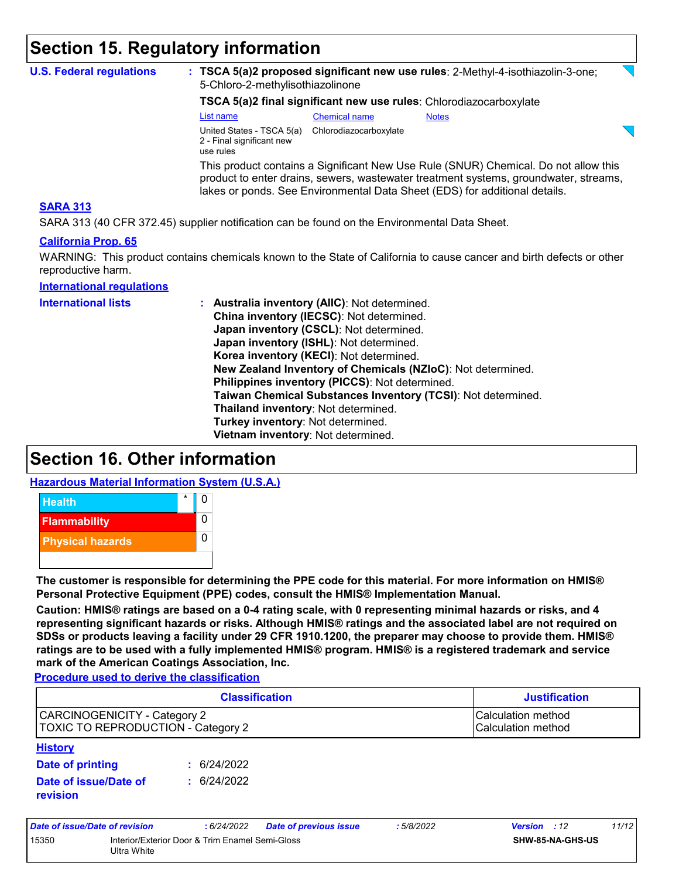# Section 15. Regulatory information

**U.S. Federal regulations** : **TSCA 5(a)2 proposed significant new use rules**: 2-Methyl-4-isothiazolin-3-one; 5-Chloro-2-methylisothiazolinone

**TSCA 5(a)2 final significant new use rules**: Chlorodiazocarboxylate

| List name | Chemical name | Notes |
| --- | --- | --- |
| United States - TSCA 5(a) 2 - Final significant new use rules | Chlorodiazocarboxylate | |

This product contains a Significant New Use Rule (SNUR) Chemical. Do not allow this product to enter drains, sewers, wastewater treatment systems, groundwater, streams, lakes or ponds. See Environmental Data Sheet (EDS) for additional details.

**SARA 313**

SARA 313 (40 CFR 372.45) supplier notification can be found on the Environmental Data Sheet.

**California Prop. 65**

WARNING: This product contains chemicals known to the State of California to cause cancer and birth defects or other reproductive harm.

**International regulations**

**International lists** :
- **Australia inventory (AIIC)**: Not determined.
- **China inventory (IECSC)**: Not determined.
- **Japan inventory (CSCL)**: Not determined.
- **Japan inventory (ISHL)**: Not determined.
- **Korea inventory (KECI)**: Not determined.
- **New Zealand Inventory of Chemicals (NZIoC)**: Not determined.
- **Philippines inventory (PICCS)**: Not determined.
- **Taiwan Chemical Substances Inventory (TCSI)**: Not determined.
- **Thailand inventory**: Not determined.
- **Turkey inventory**: Not determined.
- **Vietnam inventory**: Not determined.

# Section 16. Other information

**Hazardous Material Information System (U.S.A.)**

| | | |
| --- | --- | --- |
| Health | * | 0 |
| Flammability | | 0 |
| Physical hazards | | 0 |

**The customer is responsible for determining the PPE code for this material. For more information on HMIS® Personal Protective Equipment (PPE) codes, consult the HMIS® Implementation Manual.**

**Caution: HMIS® ratings are based on a 0-4 rating scale, with 0 representing minimal hazards or risks, and 4 representing significant hazards or risks. Although HMIS® ratings and the associated label are not required on SDSs or products leaving a facility under 29 CFR 1910.1200, the preparer may choose to provide them. HMIS® ratings are to be used with a fully implemented HMIS® program. HMIS® is a registered trademark and service mark of the American Coatings Association, Inc.**

**Procedure used to derive the classification**

| Classification | Justification |
| --- | --- |
| CARCINOGENICITY - Category 2 | Calculation method |
| TOXIC TO REPRODUCTION - Category 2 | Calculation method |

**History**

**Date of printing** : 6/24/2022

**Date of issue/Date of revision** : 6/24/2022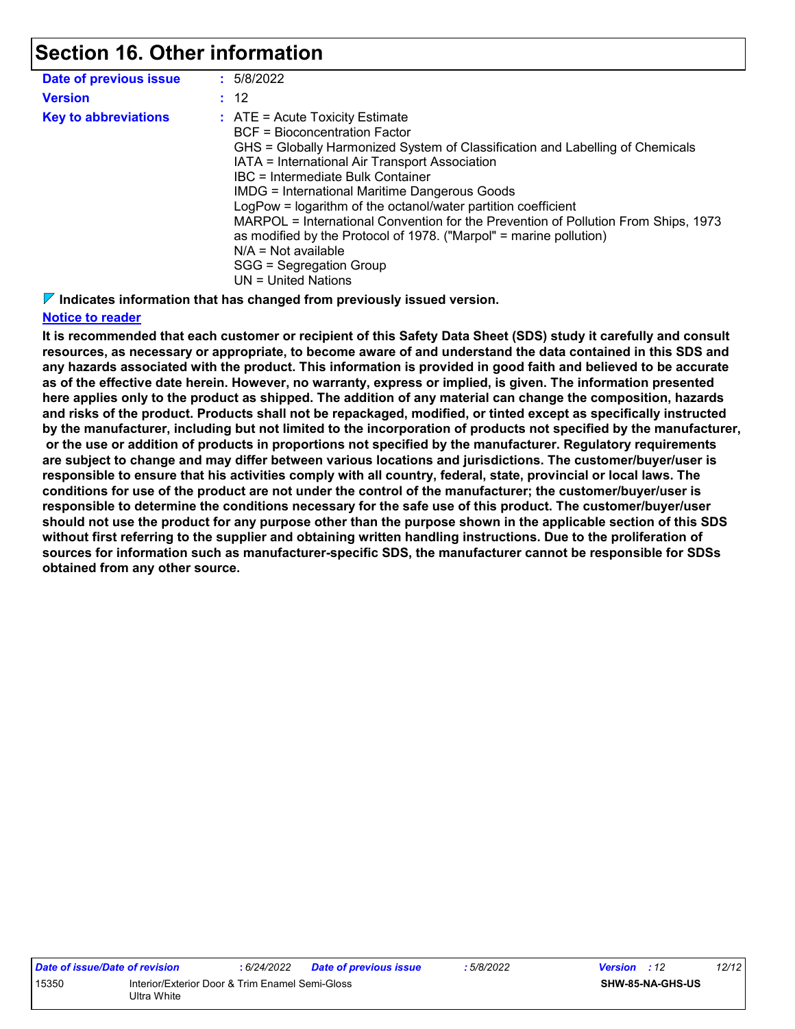# Section 16. Other information

**Date of previous issue** : 5/8/2022

**Version** : 12

**Key to abbreviations** :

ATE = Acute Toxicity Estimate
BCF = Bioconcentration Factor
GHS = Globally Harmonized System of Classification and Labelling of Chemicals
IATA = International Air Transport Association
IBC = Intermediate Bulk Container
IMDG = International Maritime Dangerous Goods
LogPow = logarithm of the octanol/water partition coefficient
MARPOL = International Convention for the Prevention of Pollution From Ships, 1973 as modified by the Protocol of 1978. ("Marpol" = marine pollution)
N/A = Not available
SGG = Segregation Group
UN = United Nations

**Indicates information that has changed from previously issued version.**

**Notice to reader**

**It is recommended that each customer or recipient of this Safety Data Sheet (SDS) study it carefully and consult resources, as necessary or appropriate, to become aware of and understand the data contained in this SDS and any hazards associated with the product. This information is provided in good faith and believed to be accurate as of the effective date herein. However, no warranty, express or implied, is given. The information presented here applies only to the product as shipped. The addition of any material can change the composition, hazards and risks of the product. Products shall not be repackaged, modified, or tinted except as specifically instructed by the manufacturer, including but not limited to the incorporation of products not specified by the manufacturer, or the use or addition of products in proportions not specified by the manufacturer. Regulatory requirements are subject to change and may differ between various locations and jurisdictions. The customer/buyer/user is responsible to ensure that his activities comply with all country, federal, state, provincial or local laws. The conditions for use of the product are not under the control of the manufacturer; the customer/buyer/user is responsible to determine the conditions necessary for the safe use of this product. The customer/buyer/user should not use the product for any purpose other than the purpose shown in the applicable section of this SDS without first referring to the supplier and obtaining written handling instructions. Due to the proliferation of sources for information such as manufacturer-specific SDS, the manufacturer cannot be responsible for SDSs obtained from any other source.**